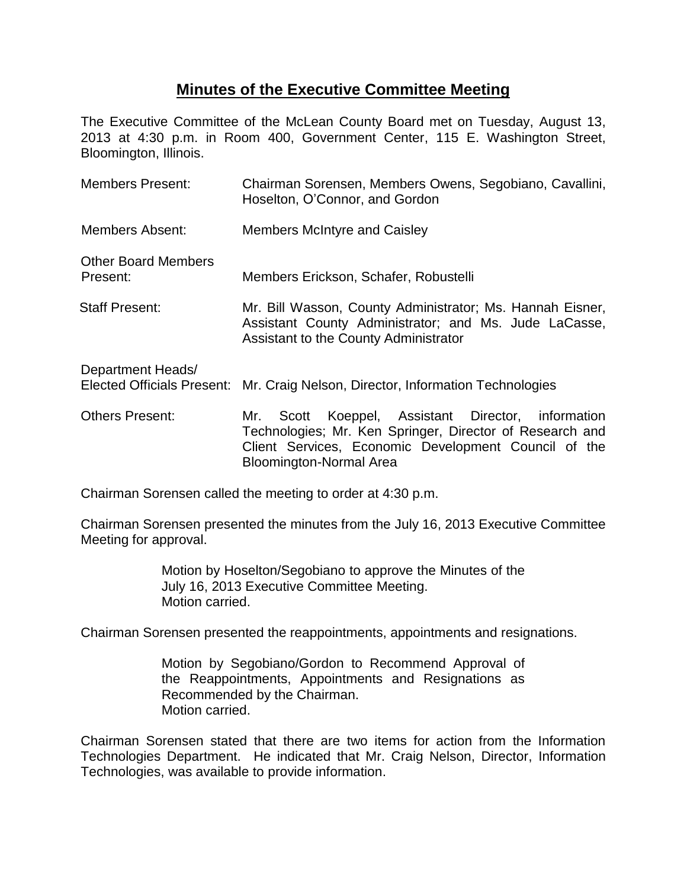# Minutes of the Executive Committee Meeting

The Executive Committee of the McLean County Board met on Tuesday, August 13, 2013 at 4:30 p.m. in Room 400, Government Center, 115 E. Washington Street, Bloomington, Illinois.

| | |
|---|---|
| Members Present: | Chairman Sorensen, Members Owens, Segobiano, Cavallini, Hoselton, O'Connor, and Gordon |
| Members Absent: | Members McIntyre and Caisley |
| Other Board Members Present: | Members Erickson, Schafer, Robustelli |
| Staff Present: | Mr. Bill Wasson, County Administrator; Ms. Hannah Eisner, Assistant County Administrator; and Ms. Jude LaCasse, Assistant to the County Administrator |
| Department Heads/ Elected Officials Present: | Mr. Craig Nelson, Director, Information Technologies |
| Others Present: | Mr. Scott Koeppel, Assistant Director, information Technologies; Mr. Ken Springer, Director of Research and Client Services, Economic Development Council of the Bloomington-Normal Area |

Chairman Sorensen called the meeting to order at 4:30 p.m.

Chairman Sorensen presented the minutes from the July 16, 2013 Executive Committee Meeting for approval.

> Motion by Hoselton/Segobiano to approve the Minutes of the July 16, 2013 Executive Committee Meeting.
> Motion carried.

Chairman Sorensen presented the reappointments, appointments and resignations.

> Motion by Segobiano/Gordon to Recommend Approval of the Reappointments, Appointments and Resignations as Recommended by the Chairman.
> Motion carried.

Chairman Sorensen stated that there are two items for action from the Information Technologies Department. He indicated that Mr. Craig Nelson, Director, Information Technologies, was available to provide information.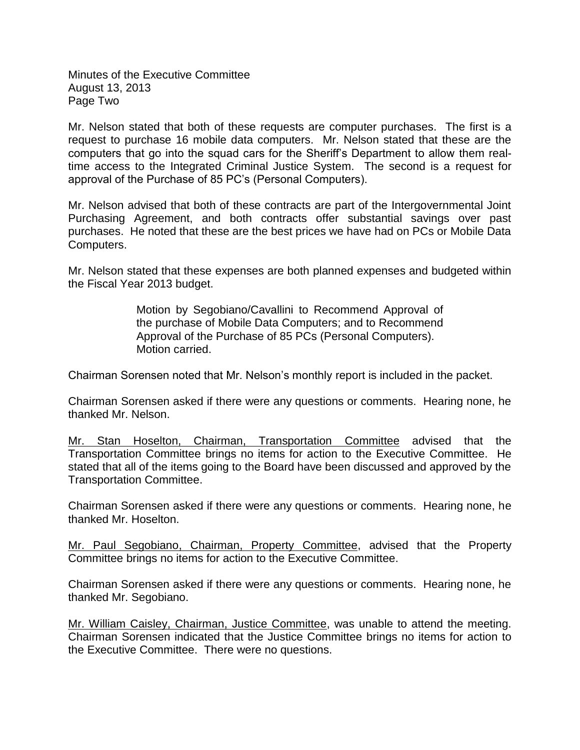Mr. Nelson stated that both of these requests are computer purchases. The first is a request to purchase 16 mobile data computers. Mr. Nelson stated that these are the computers that go into the squad cars for the Sheriff's Department to allow them real-time access to the Integrated Criminal Justice System. The second is a request for approval of the Purchase of 85 PC's (Personal Computers).

Mr. Nelson advised that both of these contracts are part of the Intergovernmental Joint Purchasing Agreement, and both contracts offer substantial savings over past purchases. He noted that these are the best prices we have had on PCs or Mobile Data Computers.

Mr. Nelson stated that these expenses are both planned expenses and budgeted within the Fiscal Year 2013 budget.

> Motion by Segobiano/Cavallini to Recommend Approval of the purchase of Mobile Data Computers; and to Recommend Approval of the Purchase of 85 PCs (Personal Computers). Motion carried.

Chairman Sorensen noted that Mr. Nelson's monthly report is included in the packet.

Chairman Sorensen asked if there were any questions or comments. Hearing none, he thanked Mr. Nelson.

<u>Mr. Stan Hoselton, Chairman, Transportation Committee</u> advised that the Transportation Committee brings no items for action to the Executive Committee. He stated that all of the items going to the Board have been discussed and approved by the Transportation Committee.

Chairman Sorensen asked if there were any questions or comments. Hearing none, he thanked Mr. Hoselton.

<u>Mr. Paul Segobiano, Chairman, Property Committee</u>, advised that the Property Committee brings no items for action to the Executive Committee.

Chairman Sorensen asked if there were any questions or comments. Hearing none, he thanked Mr. Segobiano.

<u>Mr. William Caisley, Chairman, Justice Committee</u>, was unable to attend the meeting. Chairman Sorensen indicated that the Justice Committee brings no items for action to the Executive Committee. There were no questions.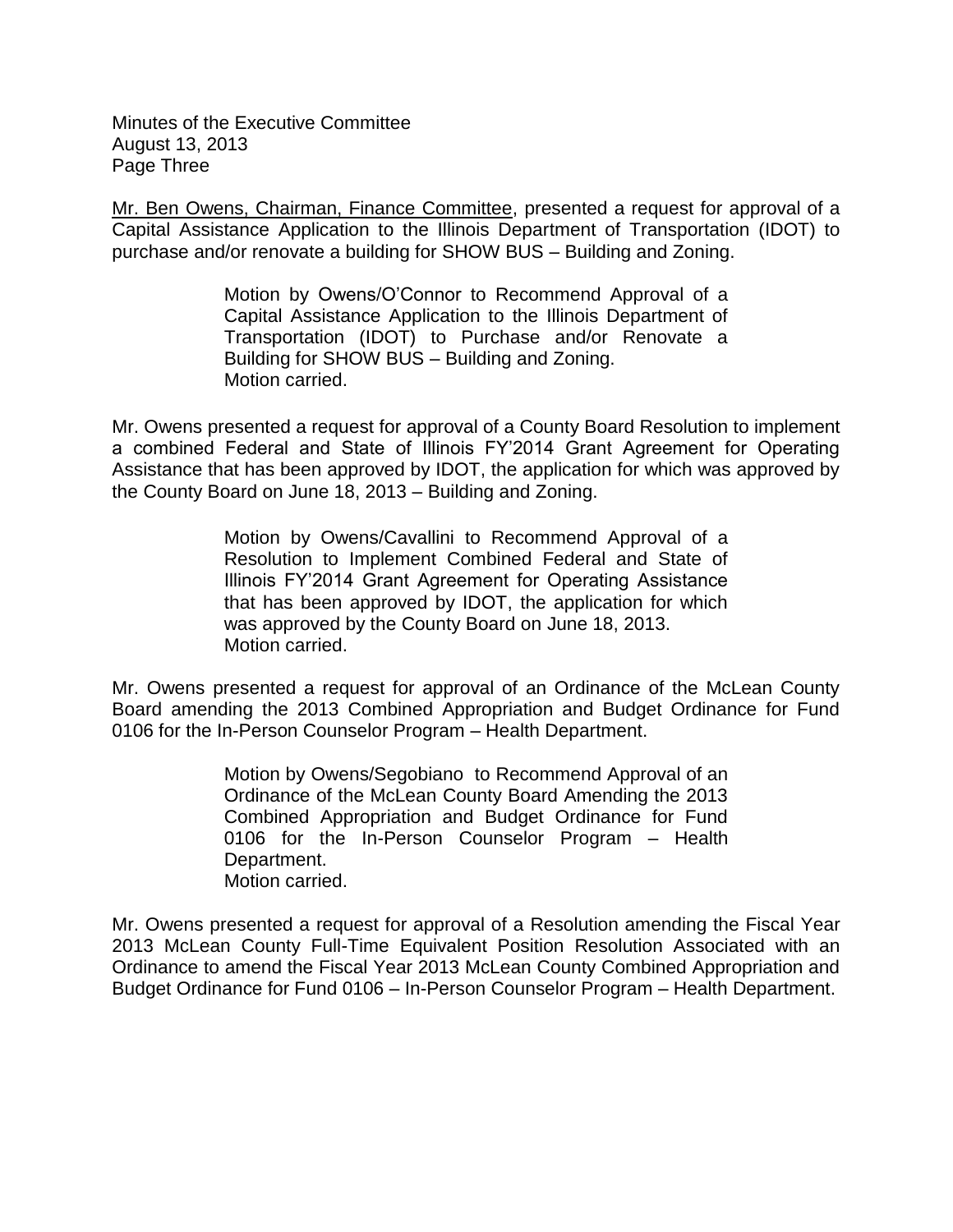Mr. Ben Owens, Chairman, Finance Committee, presented a request for approval of a Capital Assistance Application to the Illinois Department of Transportation (IDOT) to purchase and/or renovate a building for SHOW BUS – Building and Zoning.

> Motion by Owens/O'Connor to Recommend Approval of a Capital Assistance Application to the Illinois Department of Transportation (IDOT) to Purchase and/or Renovate a Building for SHOW BUS – Building and Zoning.
> Motion carried.

Mr. Owens presented a request for approval of a County Board Resolution to implement a combined Federal and State of Illinois FY'2014 Grant Agreement for Operating Assistance that has been approved by IDOT, the application for which was approved by the County Board on June 18, 2013 – Building and Zoning.

> Motion by Owens/Cavallini to Recommend Approval of a Resolution to Implement Combined Federal and State of Illinois FY'2014 Grant Agreement for Operating Assistance that has been approved by IDOT, the application for which was approved by the County Board on June 18, 2013.
> Motion carried.

Mr. Owens presented a request for approval of an Ordinance of the McLean County Board amending the 2013 Combined Appropriation and Budget Ordinance for Fund 0106 for the In-Person Counselor Program – Health Department.

> Motion by Owens/Segobiano to Recommend Approval of an Ordinance of the McLean County Board Amending the 2013 Combined Appropriation and Budget Ordinance for Fund 0106 for the In-Person Counselor Program – Health Department.
> Motion carried.

Mr. Owens presented a request for approval of a Resolution amending the Fiscal Year 2013 McLean County Full-Time Equivalent Position Resolution Associated with an Ordinance to amend the Fiscal Year 2013 McLean County Combined Appropriation and Budget Ordinance for Fund 0106 – In-Person Counselor Program – Health Department.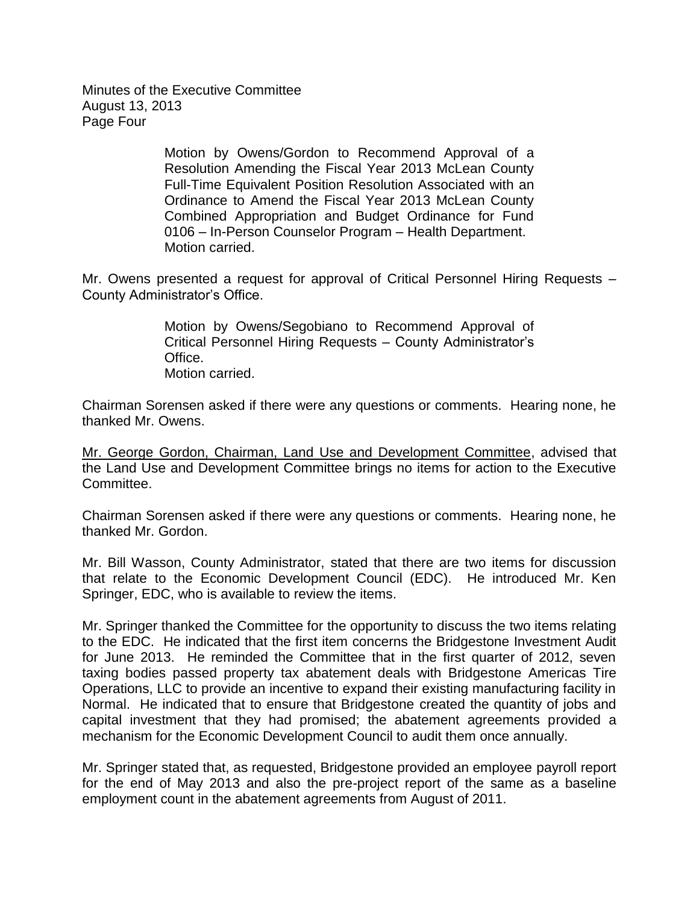Motion by Owens/Gordon to Recommend Approval of a Resolution Amending the Fiscal Year 2013 McLean County Full-Time Equivalent Position Resolution Associated with an Ordinance to Amend the Fiscal Year 2013 McLean County Combined Appropriation and Budget Ordinance for Fund 0106 – In-Person Counselor Program – Health Department.
Motion carried.

Mr. Owens presented a request for approval of Critical Personnel Hiring Requests – County Administrator's Office.

> Motion by Owens/Segobiano to Recommend Approval of Critical Personnel Hiring Requests – County Administrator's Office.
> Motion carried.

Chairman Sorensen asked if there were any questions or comments. Hearing none, he thanked Mr. Owens.

Mr. George Gordon, Chairman, Land Use and Development Committee, advised that the Land Use and Development Committee brings no items for action to the Executive Committee.

Chairman Sorensen asked if there were any questions or comments. Hearing none, he thanked Mr. Gordon.

Mr. Bill Wasson, County Administrator, stated that there are two items for discussion that relate to the Economic Development Council (EDC). He introduced Mr. Ken Springer, EDC, who is available to review the items.

Mr. Springer thanked the Committee for the opportunity to discuss the two items relating to the EDC. He indicated that the first item concerns the Bridgestone Investment Audit for June 2013. He reminded the Committee that in the first quarter of 2012, seven taxing bodies passed property tax abatement deals with Bridgestone Americas Tire Operations, LLC to provide an incentive to expand their existing manufacturing facility in Normal. He indicated that to ensure that Bridgestone created the quantity of jobs and capital investment that they had promised; the abatement agreements provided a mechanism for the Economic Development Council to audit them once annually.

Mr. Springer stated that, as requested, Bridgestone provided an employee payroll report for the end of May 2013 and also the pre-project report of the same as a baseline employment count in the abatement agreements from August of 2011.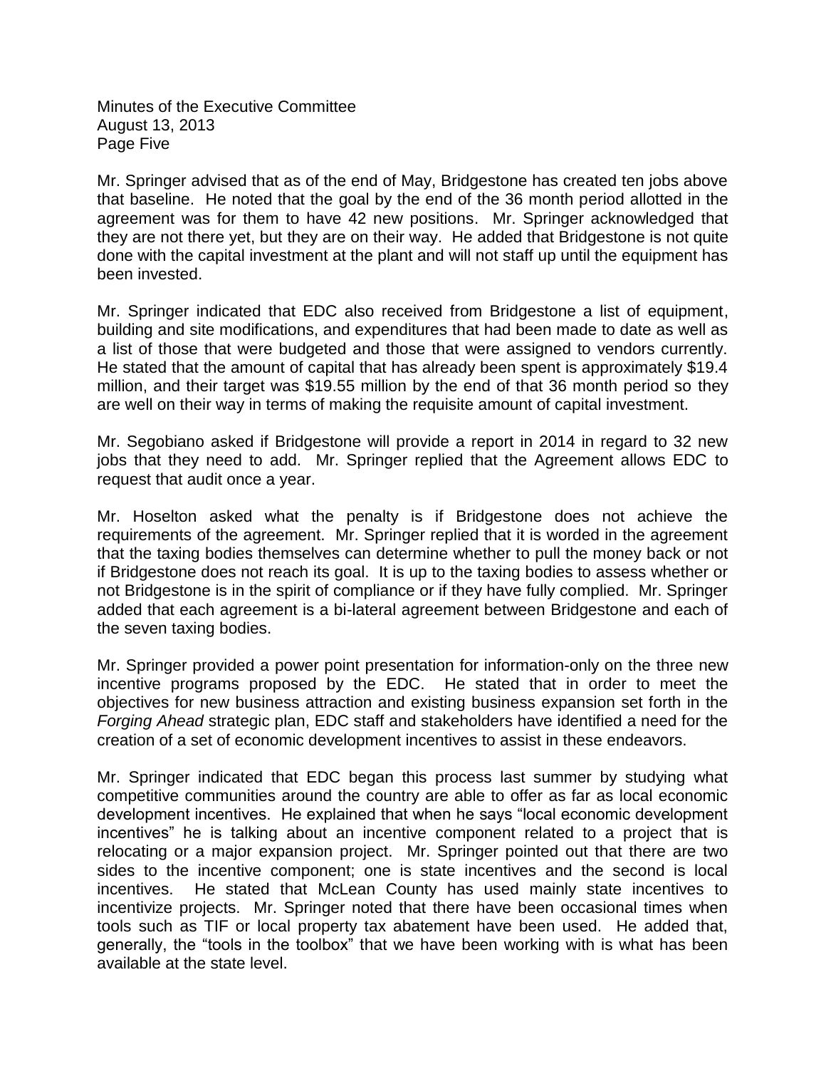Mr. Springer advised that as of the end of May, Bridgestone has created ten jobs above that baseline. He noted that the goal by the end of the 36 month period allotted in the agreement was for them to have 42 new positions. Mr. Springer acknowledged that they are not there yet, but they are on their way. He added that Bridgestone is not quite done with the capital investment at the plant and will not staff up until the equipment has been invested.

Mr. Springer indicated that EDC also received from Bridgestone a list of equipment, building and site modifications, and expenditures that had been made to date as well as a list of those that were budgeted and those that were assigned to vendors currently. He stated that the amount of capital that has already been spent is approximately $19.4 million, and their target was $19.55 million by the end of that 36 month period so they are well on their way in terms of making the requisite amount of capital investment.

Mr. Segobiano asked if Bridgestone will provide a report in 2014 in regard to 32 new jobs that they need to add. Mr. Springer replied that the Agreement allows EDC to request that audit once a year.

Mr. Hoselton asked what the penalty is if Bridgestone does not achieve the requirements of the agreement. Mr. Springer replied that it is worded in the agreement that the taxing bodies themselves can determine whether to pull the money back or not if Bridgestone does not reach its goal. It is up to the taxing bodies to assess whether or not Bridgestone is in the spirit of compliance or if they have fully complied. Mr. Springer added that each agreement is a bi-lateral agreement between Bridgestone and each of the seven taxing bodies.

Mr. Springer provided a power point presentation for information-only on the three new incentive programs proposed by the EDC. He stated that in order to meet the objectives for new business attraction and existing business expansion set forth in the *Forging Ahead* strategic plan, EDC staff and stakeholders have identified a need for the creation of a set of economic development incentives to assist in these endeavors.

Mr. Springer indicated that EDC began this process last summer by studying what competitive communities around the country are able to offer as far as local economic development incentives. He explained that when he says "local economic development incentives" he is talking about an incentive component related to a project that is relocating or a major expansion project. Mr. Springer pointed out that there are two sides to the incentive component; one is state incentives and the second is local incentives. He stated that McLean County has used mainly state incentives to incentivize projects. Mr. Springer noted that there have been occasional times when tools such as TIF or local property tax abatement have been used. He added that, generally, the "tools in the toolbox" that we have been working with is what has been available at the state level.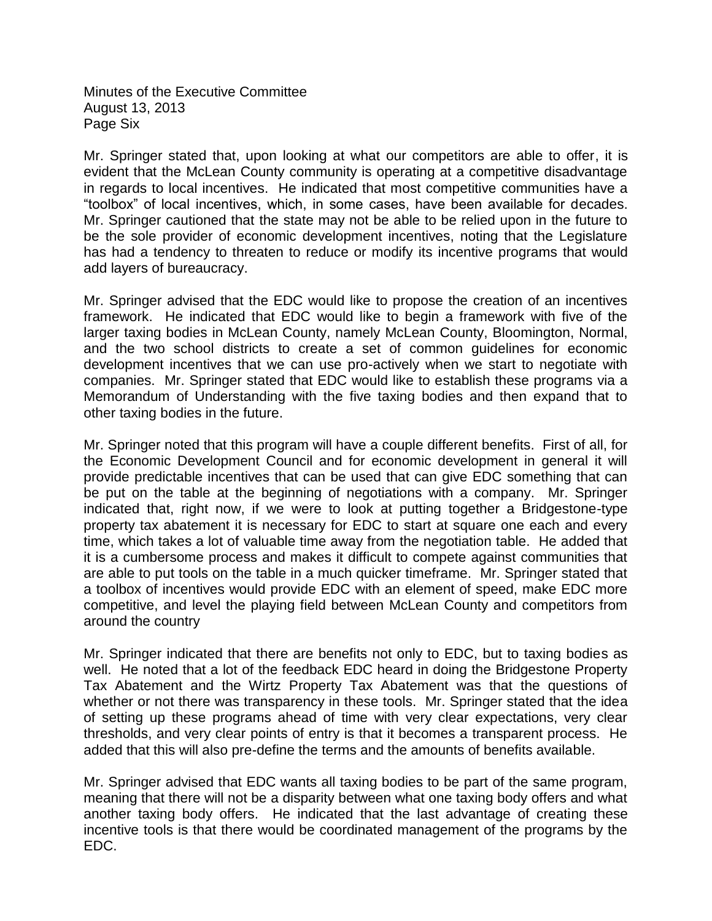Mr. Springer stated that, upon looking at what our competitors are able to offer, it is evident that the McLean County community is operating at a competitive disadvantage in regards to local incentives. He indicated that most competitive communities have a "toolbox" of local incentives, which, in some cases, have been available for decades. Mr. Springer cautioned that the state may not be able to be relied upon in the future to be the sole provider of economic development incentives, noting that the Legislature has had a tendency to threaten to reduce or modify its incentive programs that would add layers of bureaucracy.

Mr. Springer advised that the EDC would like to propose the creation of an incentives framework. He indicated that EDC would like to begin a framework with five of the larger taxing bodies in McLean County, namely McLean County, Bloomington, Normal, and the two school districts to create a set of common guidelines for economic development incentives that we can use pro-actively when we start to negotiate with companies. Mr. Springer stated that EDC would like to establish these programs via a Memorandum of Understanding with the five taxing bodies and then expand that to other taxing bodies in the future.

Mr. Springer noted that this program will have a couple different benefits. First of all, for the Economic Development Council and for economic development in general it will provide predictable incentives that can be used that can give EDC something that can be put on the table at the beginning of negotiations with a company. Mr. Springer indicated that, right now, if we were to look at putting together a Bridgestone-type property tax abatement it is necessary for EDC to start at square one each and every time, which takes a lot of valuable time away from the negotiation table. He added that it is a cumbersome process and makes it difficult to compete against communities that are able to put tools on the table in a much quicker timeframe. Mr. Springer stated that a toolbox of incentives would provide EDC with an element of speed, make EDC more competitive, and level the playing field between McLean County and competitors from around the country

Mr. Springer indicated that there are benefits not only to EDC, but to taxing bodies as well. He noted that a lot of the feedback EDC heard in doing the Bridgestone Property Tax Abatement and the Wirtz Property Tax Abatement was that the questions of whether or not there was transparency in these tools. Mr. Springer stated that the idea of setting up these programs ahead of time with very clear expectations, very clear thresholds, and very clear points of entry is that it becomes a transparent process. He added that this will also pre-define the terms and the amounts of benefits available.

Mr. Springer advised that EDC wants all taxing bodies to be part of the same program, meaning that there will not be a disparity between what one taxing body offers and what another taxing body offers. He indicated that the last advantage of creating these incentive tools is that there would be coordinated management of the programs by the EDC.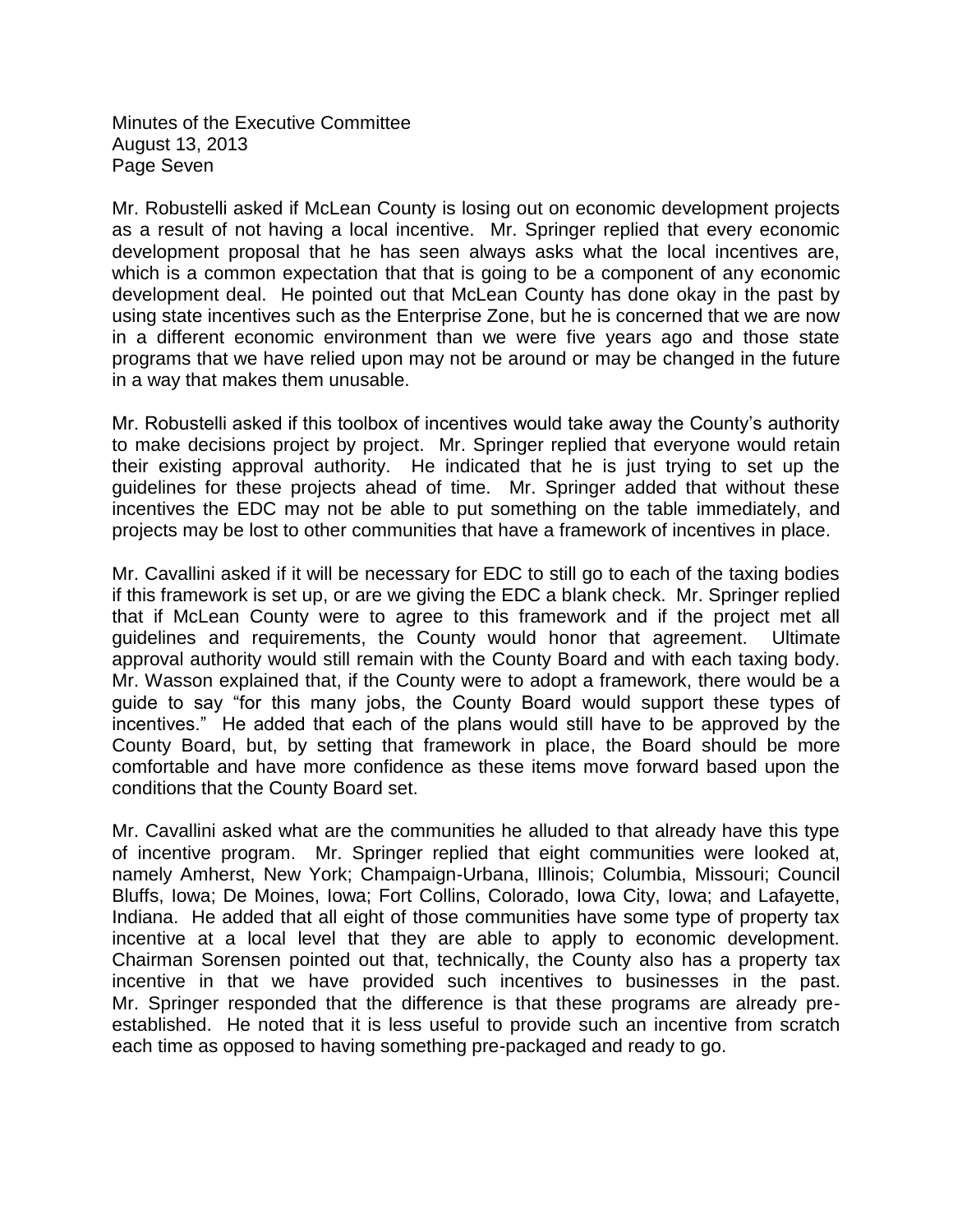Mr. Robustelli asked if McLean County is losing out on economic development projects as a result of not having a local incentive. Mr. Springer replied that every economic development proposal that he has seen always asks what the local incentives are, which is a common expectation that that is going to be a component of any economic development deal. He pointed out that McLean County has done okay in the past by using state incentives such as the Enterprise Zone, but he is concerned that we are now in a different economic environment than we were five years ago and those state programs that we have relied upon may not be around or may be changed in the future in a way that makes them unusable.

Mr. Robustelli asked if this toolbox of incentives would take away the County's authority to make decisions project by project. Mr. Springer replied that everyone would retain their existing approval authority. He indicated that he is just trying to set up the guidelines for these projects ahead of time. Mr. Springer added that without these incentives the EDC may not be able to put something on the table immediately, and projects may be lost to other communities that have a framework of incentives in place.

Mr. Cavallini asked if it will be necessary for EDC to still go to each of the taxing bodies if this framework is set up, or are we giving the EDC a blank check. Mr. Springer replied that if McLean County were to agree to this framework and if the project met all guidelines and requirements, the County would honor that agreement. Ultimate approval authority would still remain with the County Board and with each taxing body. Mr. Wasson explained that, if the County were to adopt a framework, there would be a guide to say "for this many jobs, the County Board would support these types of incentives." He added that each of the plans would still have to be approved by the County Board, but, by setting that framework in place, the Board should be more comfortable and have more confidence as these items move forward based upon the conditions that the County Board set.

Mr. Cavallini asked what are the communities he alluded to that already have this type of incentive program. Mr. Springer replied that eight communities were looked at, namely Amherst, New York; Champaign-Urbana, Illinois; Columbia, Missouri; Council Bluffs, Iowa; De Moines, Iowa; Fort Collins, Colorado, Iowa City, Iowa; and Lafayette, Indiana. He added that all eight of those communities have some type of property tax incentive at a local level that they are able to apply to economic development. Chairman Sorensen pointed out that, technically, the County also has a property tax incentive in that we have provided such incentives to businesses in the past. Mr. Springer responded that the difference is that these programs are already pre-established. He noted that it is less useful to provide such an incentive from scratch each time as opposed to having something pre-packaged and ready to go.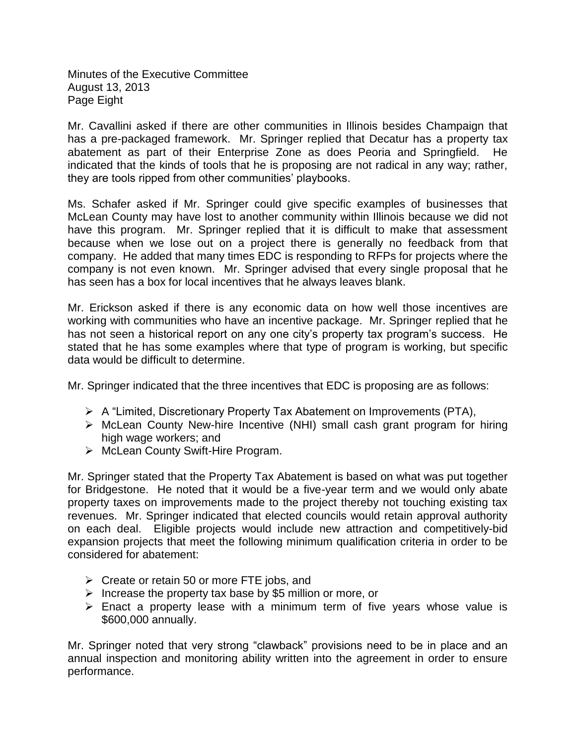Mr. Cavallini asked if there are other communities in Illinois besides Champaign that has a pre-packaged framework. Mr. Springer replied that Decatur has a property tax abatement as part of their Enterprise Zone as does Peoria and Springfield. He indicated that the kinds of tools that he is proposing are not radical in any way; rather, they are tools ripped from other communities' playbooks.

Ms. Schafer asked if Mr. Springer could give specific examples of businesses that McLean County may have lost to another community within Illinois because we did not have this program. Mr. Springer replied that it is difficult to make that assessment because when we lose out on a project there is generally no feedback from that company. He added that many times EDC is responding to RFPs for projects where the company is not even known. Mr. Springer advised that every single proposal that he has seen has a box for local incentives that he always leaves blank.

Mr. Erickson asked if there is any economic data on how well those incentives are working with communities who have an incentive package. Mr. Springer replied that he has not seen a historical report on any one city's property tax program's success. He stated that he has some examples where that type of program is working, but specific data would be difficult to determine.

Mr. Springer indicated that the three incentives that EDC is proposing are as follows:

- A "Limited, Discretionary Property Tax Abatement on Improvements (PTA),
- McLean County New-hire Incentive (NHI) small cash grant program for hiring high wage workers; and
- McLean County Swift-Hire Program.

Mr. Springer stated that the Property Tax Abatement is based on what was put together for Bridgestone. He noted that it would be a five-year term and we would only abate property taxes on improvements made to the project thereby not touching existing tax revenues. Mr. Springer indicated that elected councils would retain approval authority on each deal. Eligible projects would include new attraction and competitively-bid expansion projects that meet the following minimum qualification criteria in order to be considered for abatement:

- Create or retain 50 or more FTE jobs, and
- Increase the property tax base by $5 million or more, or
- Enact a property lease with a minimum term of five years whose value is $600,000 annually.

Mr. Springer noted that very strong "clawback" provisions need to be in place and an annual inspection and monitoring ability written into the agreement in order to ensure performance.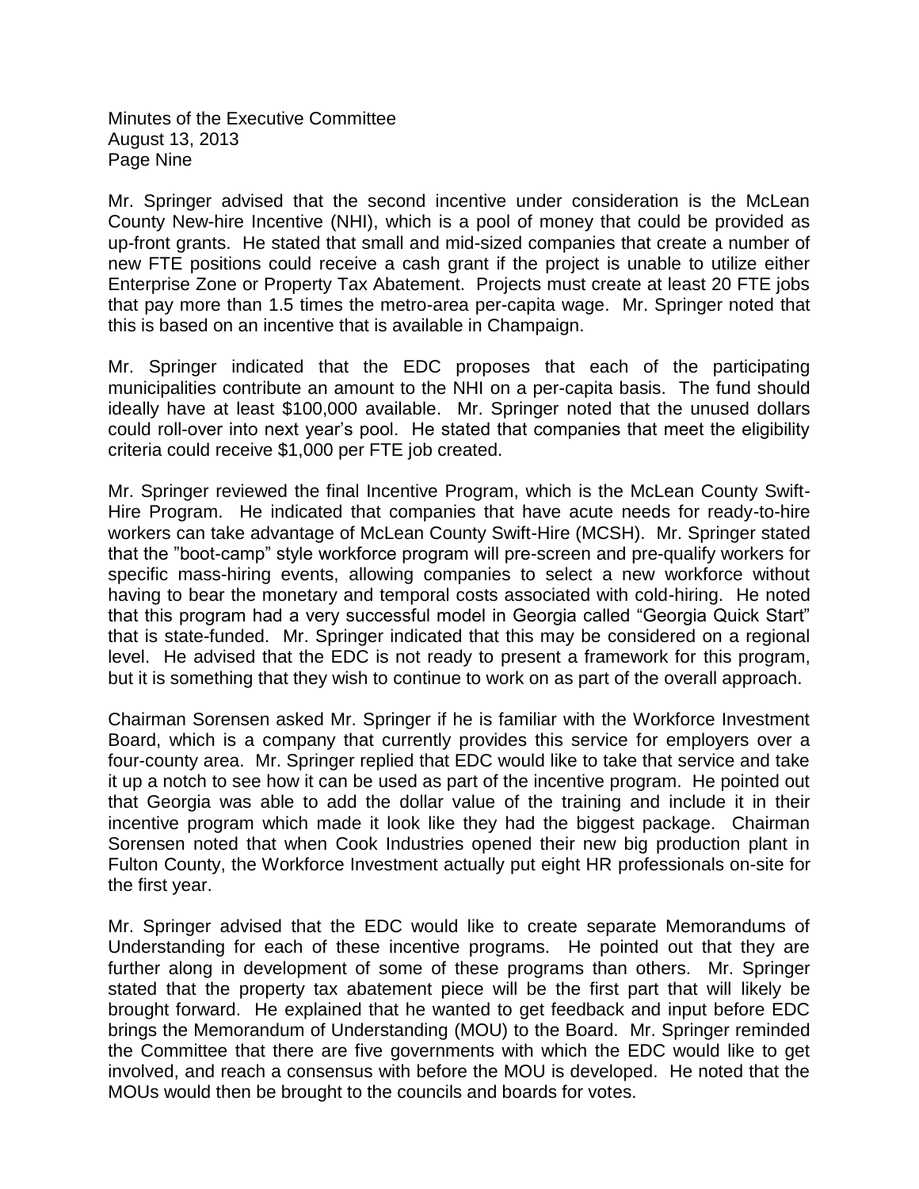Mr. Springer advised that the second incentive under consideration is the McLean County New-hire Incentive (NHI), which is a pool of money that could be provided as up-front grants. He stated that small and mid-sized companies that create a number of new FTE positions could receive a cash grant if the project is unable to utilize either Enterprise Zone or Property Tax Abatement. Projects must create at least 20 FTE jobs that pay more than 1.5 times the metro-area per-capita wage. Mr. Springer noted that this is based on an incentive that is available in Champaign.

Mr. Springer indicated that the EDC proposes that each of the participating municipalities contribute an amount to the NHI on a per-capita basis. The fund should ideally have at least $100,000 available. Mr. Springer noted that the unused dollars could roll-over into next year's pool. He stated that companies that meet the eligibility criteria could receive $1,000 per FTE job created.

Mr. Springer reviewed the final Incentive Program, which is the McLean County Swift-Hire Program. He indicated that companies that have acute needs for ready-to-hire workers can take advantage of McLean County Swift-Hire (MCSH). Mr. Springer stated that the "boot-camp" style workforce program will pre-screen and pre-qualify workers for specific mass-hiring events, allowing companies to select a new workforce without having to bear the monetary and temporal costs associated with cold-hiring. He noted that this program had a very successful model in Georgia called "Georgia Quick Start" that is state-funded. Mr. Springer indicated that this may be considered on a regional level. He advised that the EDC is not ready to present a framework for this program, but it is something that they wish to continue to work on as part of the overall approach.

Chairman Sorensen asked Mr. Springer if he is familiar with the Workforce Investment Board, which is a company that currently provides this service for employers over a four-county area. Mr. Springer replied that EDC would like to take that service and take it up a notch to see how it can be used as part of the incentive program. He pointed out that Georgia was able to add the dollar value of the training and include it in their incentive program which made it look like they had the biggest package. Chairman Sorensen noted that when Cook Industries opened their new big production plant in Fulton County, the Workforce Investment actually put eight HR professionals on-site for the first year.

Mr. Springer advised that the EDC would like to create separate Memorandums of Understanding for each of these incentive programs. He pointed out that they are further along in development of some of these programs than others. Mr. Springer stated that the property tax abatement piece will be the first part that will likely be brought forward. He explained that he wanted to get feedback and input before EDC brings the Memorandum of Understanding (MOU) to the Board. Mr. Springer reminded the Committee that there are five governments with which the EDC would like to get involved, and reach a consensus with before the MOU is developed. He noted that the MOUs would then be brought to the councils and boards for votes.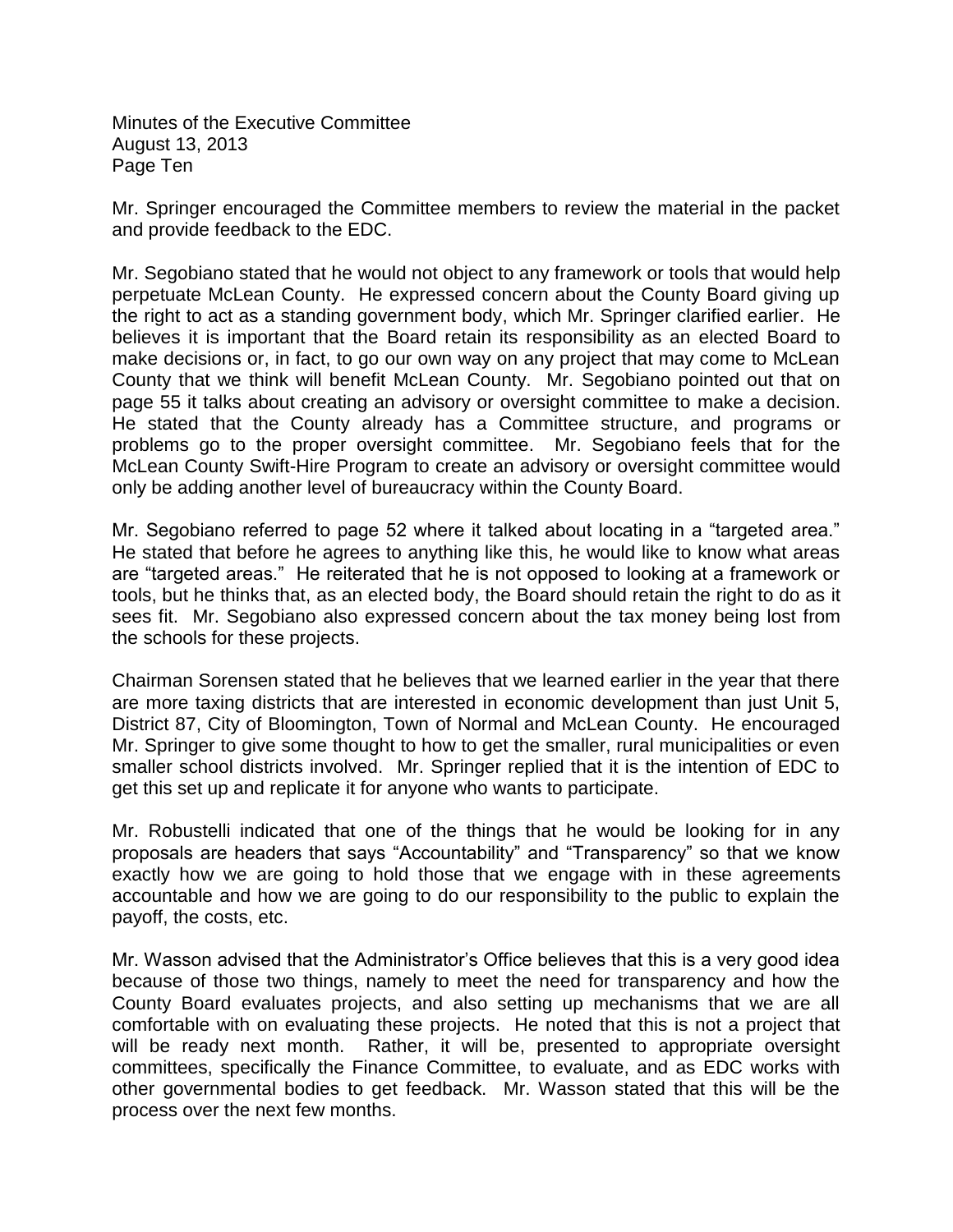Mr. Springer encouraged the Committee members to review the material in the packet and provide feedback to the EDC.

Mr. Segobiano stated that he would not object to any framework or tools that would help perpetuate McLean County. He expressed concern about the County Board giving up the right to act as a standing government body, which Mr. Springer clarified earlier. He believes it is important that the Board retain its responsibility as an elected Board to make decisions or, in fact, to go our own way on any project that may come to McLean County that we think will benefit McLean County. Mr. Segobiano pointed out that on page 55 it talks about creating an advisory or oversight committee to make a decision. He stated that the County already has a Committee structure, and programs or problems go to the proper oversight committee. Mr. Segobiano feels that for the McLean County Swift-Hire Program to create an advisory or oversight committee would only be adding another level of bureaucracy within the County Board.

Mr. Segobiano referred to page 52 where it talked about locating in a "targeted area." He stated that before he agrees to anything like this, he would like to know what areas are "targeted areas." He reiterated that he is not opposed to looking at a framework or tools, but he thinks that, as an elected body, the Board should retain the right to do as it sees fit. Mr. Segobiano also expressed concern about the tax money being lost from the schools for these projects.

Chairman Sorensen stated that he believes that we learned earlier in the year that there are more taxing districts that are interested in economic development than just Unit 5, District 87, City of Bloomington, Town of Normal and McLean County. He encouraged Mr. Springer to give some thought to how to get the smaller, rural municipalities or even smaller school districts involved. Mr. Springer replied that it is the intention of EDC to get this set up and replicate it for anyone who wants to participate.

Mr. Robustelli indicated that one of the things that he would be looking for in any proposals are headers that says "Accountability" and "Transparency" so that we know exactly how we are going to hold those that we engage with in these agreements accountable and how we are going to do our responsibility to the public to explain the payoff, the costs, etc.

Mr. Wasson advised that the Administrator's Office believes that this is a very good idea because of those two things, namely to meet the need for transparency and how the County Board evaluates projects, and also setting up mechanisms that we are all comfortable with on evaluating these projects. He noted that this is not a project that will be ready next month. Rather, it will be, presented to appropriate oversight committees, specifically the Finance Committee, to evaluate, and as EDC works with other governmental bodies to get feedback. Mr. Wasson stated that this will be the process over the next few months.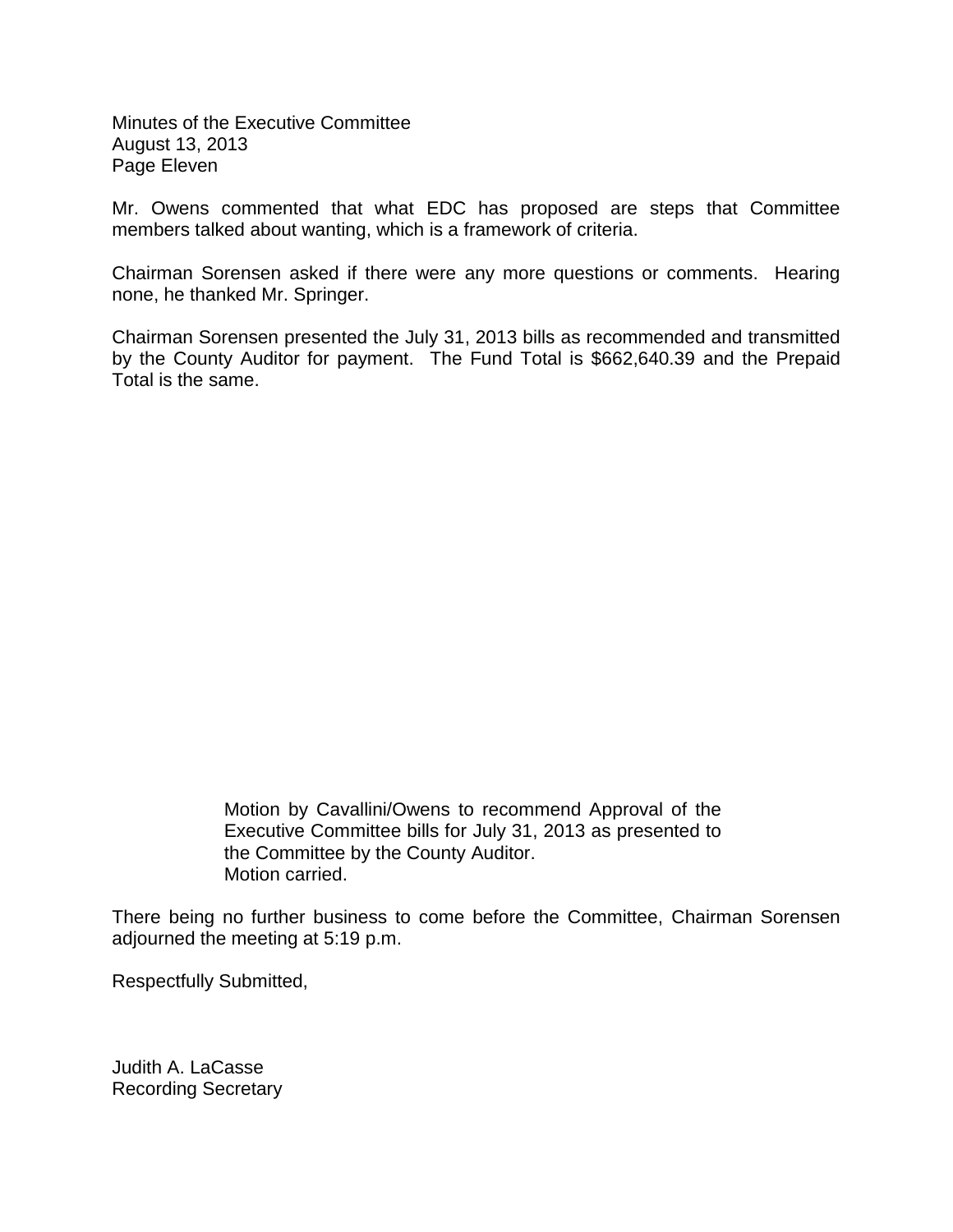Mr. Owens commented that what EDC has proposed are steps that Committee members talked about wanting, which is a framework of criteria.

Chairman Sorensen asked if there were any more questions or comments. Hearing none, he thanked Mr. Springer.

Chairman Sorensen presented the July 31, 2013 bills as recommended and transmitted by the County Auditor for payment. The Fund Total is $662,640.39 and the Prepaid Total is the same.

> Motion by Cavallini/Owens to recommend Approval of the Executive Committee bills for July 31, 2013 as presented to the Committee by the County Auditor.
> Motion carried.

There being no further business to come before the Committee, Chairman Sorensen adjourned the meeting at 5:19 p.m.

Respectfully Submitted,

Judith A. LaCasse
Recording Secretary